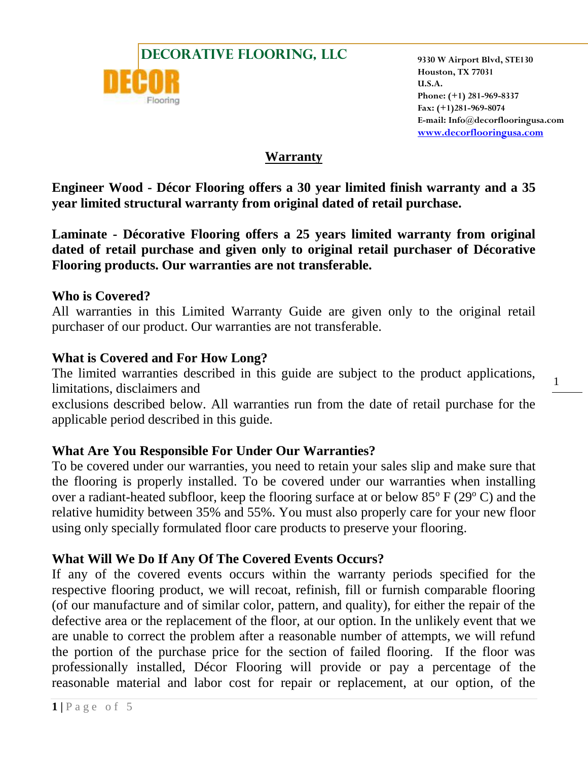# DECORATIVE FLOORING, LLC

DECOR Flooring

9330 W Airport Blvd, STE130
Houston, TX 77031
U.S.A.
Phone: (+1) 281-969-8337
Fax: (+1)281-969-8074
E-mail: Info@decorflooringusa.com
www.decorflooringusa.com

## Warranty

**Engineer Wood - Décor Flooring offers a 30 year limited finish warranty and a 35 year limited structural warranty from original dated of retail purchase.**

**Laminate - Décorative Flooring offers a 25 years limited warranty from original dated of retail purchase and given only to original retail purchaser of Décorative Flooring products. Our warranties are not transferable.**

### Who is Covered?

All warranties in this Limited Warranty Guide are given only to the original retail purchaser of our product. Our warranties are not transferable.

### What is Covered and For How Long?

The limited warranties described in this guide are subject to the product applications, limitations, disclaimers and
exclusions described below. All warranties run from the date of retail purchase for the applicable period described in this guide.

### What Are You Responsible For Under Our Warranties?

To be covered under our warranties, you need to retain your sales slip and make sure that the flooring is properly installed. To be covered under our warranties when installing over a radiant-heated subfloor, keep the flooring surface at or below 85º F (29º C) and the relative humidity between 35% and 55%. You must also properly care for your new floor using only specially formulated floor care products to preserve your flooring.

### What Will We Do If Any Of The Covered Events Occurs?

If any of the covered events occurs within the warranty periods specified for the respective flooring product, we will recoat, refinish, fill or furnish comparable flooring (of our manufacture and of similar color, pattern, and quality), for either the repair of the defective area or the replacement of the floor, at our option. In the unlikely event that we are unable to correct the problem after a reasonable number of attempts, we will refund the portion of the purchase price for the section of failed flooring. If the floor was professionally installed, Décor Flooring will provide or pay a percentage of the reasonable material and labor cost for repair or replacement, at our option, of the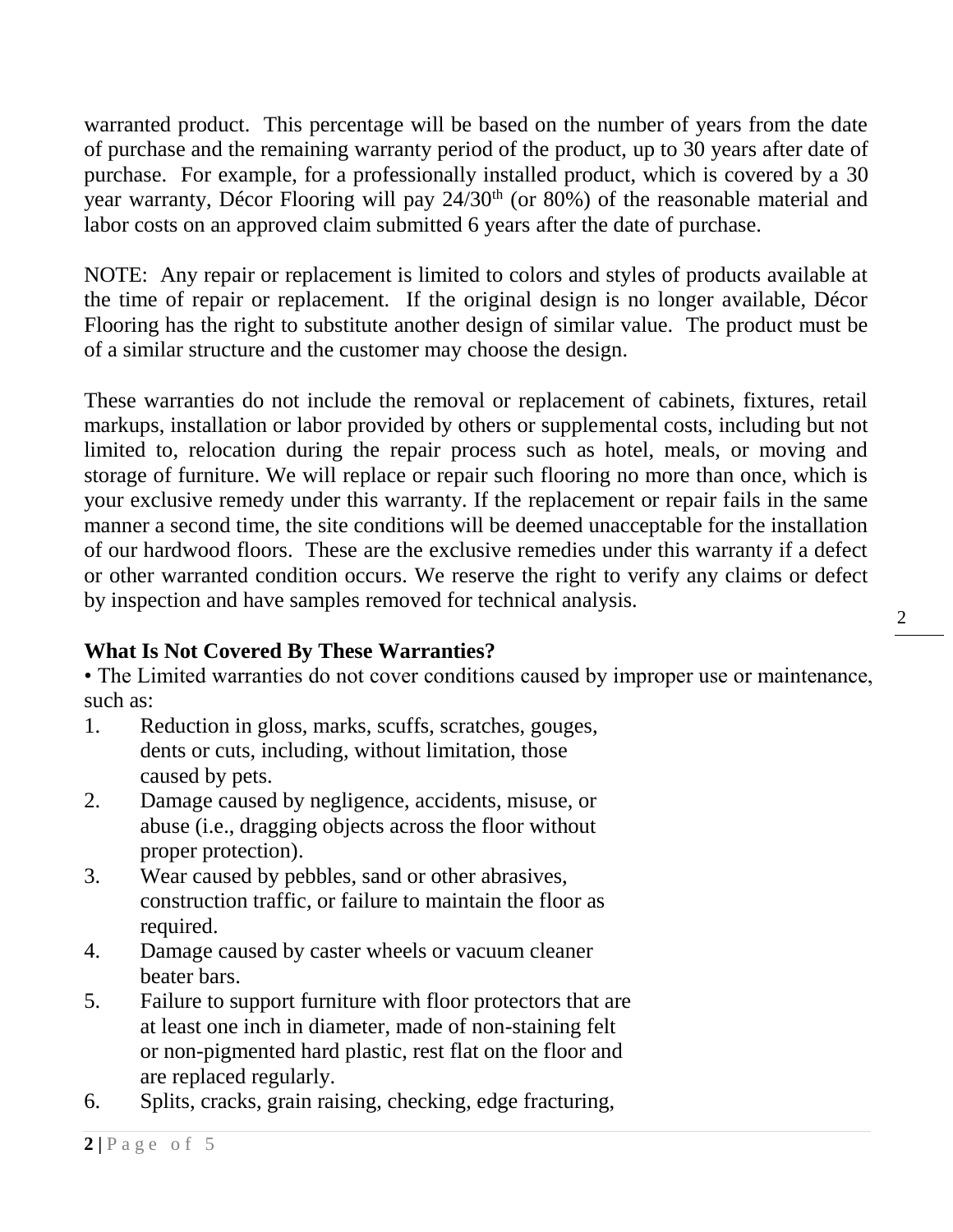warranted product. This percentage will be based on the number of years from the date of purchase and the remaining warranty period of the product, up to 30 years after date of purchase. For example, for a professionally installed product, which is covered by a 30 year warranty, Décor Flooring will pay 24/30th (or 80%) of the reasonable material and labor costs on an approved claim submitted 6 years after the date of purchase.

NOTE: Any repair or replacement is limited to colors and styles of products available at the time of repair or replacement. If the original design is no longer available, Décor Flooring has the right to substitute another design of similar value. The product must be of a similar structure and the customer may choose the design.

These warranties do not include the removal or replacement of cabinets, fixtures, retail markups, installation or labor provided by others or supplemental costs, including but not limited to, relocation during the repair process such as hotel, meals, or moving and storage of furniture. We will replace or repair such flooring no more than once, which is your exclusive remedy under this warranty. If the replacement or repair fails in the same manner a second time, the site conditions will be deemed unacceptable for the installation of our hardwood floors. These are the exclusive remedies under this warranty if a defect or other warranted condition occurs. We reserve the right to verify any claims or defect by inspection and have samples removed for technical analysis.

**What Is Not Covered By These Warranties?**

• The Limited warranties do not cover conditions caused by improper use or maintenance, such as:

1. Reduction in gloss, marks, scuffs, scratches, gouges, dents or cuts, including, without limitation, those caused by pets.
2. Damage caused by negligence, accidents, misuse, or abuse (i.e., dragging objects across the floor without proper protection).
3. Wear caused by pebbles, sand or other abrasives, construction traffic, or failure to maintain the floor as required.
4. Damage caused by caster wheels or vacuum cleaner beater bars.
5. Failure to support furniture with floor protectors that are at least one inch in diameter, made of non-staining felt or non-pigmented hard plastic, rest flat on the floor and are replaced regularly.
6. Splits, cracks, grain raising, checking, edge fracturing,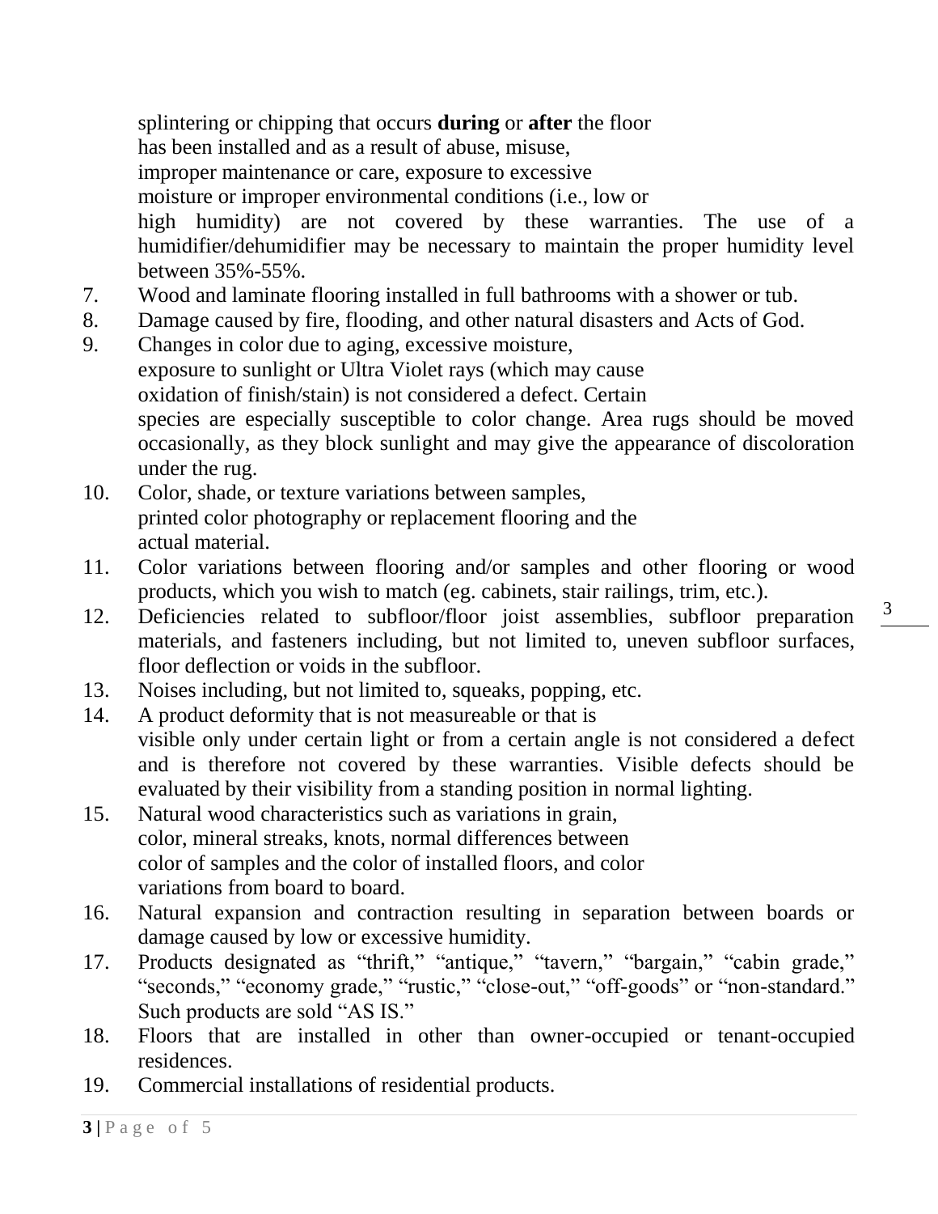splintering or chipping that occurs **during** or **after** the floor has been installed and as a result of abuse, misuse, improper maintenance or care, exposure to excessive moisture or improper environmental conditions (i.e., low or high humidity) are not covered by these warranties. The use of a humidifier/dehumidifier may be necessary to maintain the proper humidity level between 35%-55%.

7. Wood and laminate flooring installed in full bathrooms with a shower or tub.
8. Damage caused by fire, flooding, and other natural disasters and Acts of God.
9. Changes in color due to aging, excessive moisture, exposure to sunlight or Ultra Violet rays (which may cause oxidation of finish/stain) is not considered a defect. Certain species are especially susceptible to color change. Area rugs should be moved occasionally, as they block sunlight and may give the appearance of discoloration under the rug.
10. Color, shade, or texture variations between samples, printed color photography or replacement flooring and the actual material.
11. Color variations between flooring and/or samples and other flooring or wood products, which you wish to match (eg. cabinets, stair railings, trim, etc.).
12. Deficiencies related to subfloor/floor joist assemblies, subfloor preparation materials, and fasteners including, but not limited to, uneven subfloor surfaces, floor deflection or voids in the subfloor.
13. Noises including, but not limited to, squeaks, popping, etc.
14. A product deformity that is not measureable or that is visible only under certain light or from a certain angle is not considered a defect and is therefore not covered by these warranties. Visible defects should be evaluated by their visibility from a standing position in normal lighting.
15. Natural wood characteristics such as variations in grain, color, mineral streaks, knots, normal differences between color of samples and the color of installed floors, and color variations from board to board.
16. Natural expansion and contraction resulting in separation between boards or damage caused by low or excessive humidity.
17. Products designated as "thrift," "antique," "tavern," "bargain," "cabin grade," "seconds," "economy grade," "rustic," "close-out," "off-goods" or "non-standard." Such products are sold "AS IS."
18. Floors that are installed in other than owner-occupied or tenant-occupied residences.
19. Commercial installations of residential products.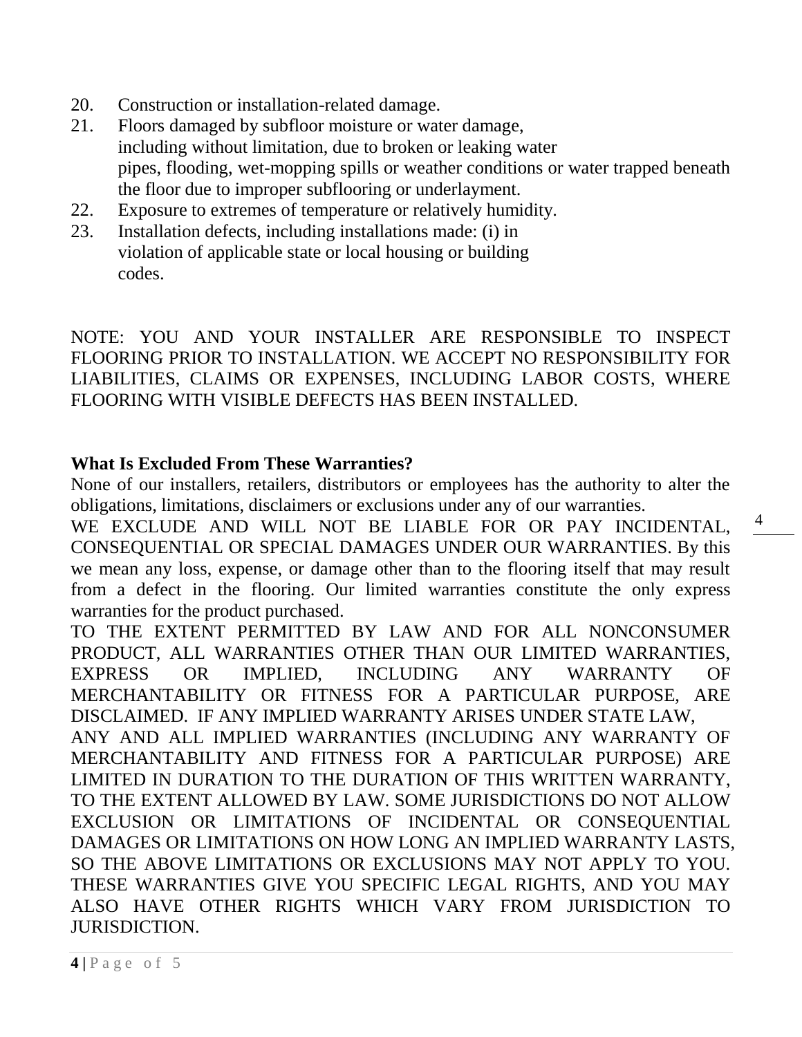20. Construction or installation-related damage.
21. Floors damaged by subfloor moisture or water damage, including without limitation, due to broken or leaking water pipes, flooding, wet-mopping spills or weather conditions or water trapped beneath the floor due to improper subflooring or underlayment.
22. Exposure to extremes of temperature or relatively humidity.
23. Installation defects, including installations made: (i) in violation of applicable state or local housing or building codes.

NOTE: YOU AND YOUR INSTALLER ARE RESPONSIBLE TO INSPECT FLOORING PRIOR TO INSTALLATION. WE ACCEPT NO RESPONSIBILITY FOR LIABILITIES, CLAIMS OR EXPENSES, INCLUDING LABOR COSTS, WHERE FLOORING WITH VISIBLE DEFECTS HAS BEEN INSTALLED.

**What Is Excluded From These Warranties?**

None of our installers, retailers, distributors or employees has the authority to alter the obligations, limitations, disclaimers or exclusions under any of our warranties.

WE EXCLUDE AND WILL NOT BE LIABLE FOR OR PAY INCIDENTAL, CONSEQUENTIAL OR SPECIAL DAMAGES UNDER OUR WARRANTIES. By this we mean any loss, expense, or damage other than to the flooring itself that may result from a defect in the flooring. Our limited warranties constitute the only express warranties for the product purchased.

TO THE EXTENT PERMITTED BY LAW AND FOR ALL NONCONSUMER PRODUCT, ALL WARRANTIES OTHER THAN OUR LIMITED WARRANTIES, EXPRESS OR IMPLIED, INCLUDING ANY WARRANTY OF MERCHANTABILITY OR FITNESS FOR A PARTICULAR PURPOSE, ARE DISCLAIMED. IF ANY IMPLIED WARRANTY ARISES UNDER STATE LAW, ANY AND ALL IMPLIED WARRANTIES (INCLUDING ANY WARRANTY OF MERCHANTABILITY AND FITNESS FOR A PARTICULAR PURPOSE) ARE LIMITED IN DURATION TO THE DURATION OF THIS WRITTEN WARRANTY, TO THE EXTENT ALLOWED BY LAW. SOME JURISDICTIONS DO NOT ALLOW EXCLUSION OR LIMITATIONS OF INCIDENTAL OR CONSEQUENTIAL DAMAGES OR LIMITATIONS ON HOW LONG AN IMPLIED WARRANTY LASTS, SO THE ABOVE LIMITATIONS OR EXCLUSIONS MAY NOT APPLY TO YOU. THESE WARRANTIES GIVE YOU SPECIFIC LEGAL RIGHTS, AND YOU MAY ALSO HAVE OTHER RIGHTS WHICH VARY FROM JURISDICTION TO JURISDICTION.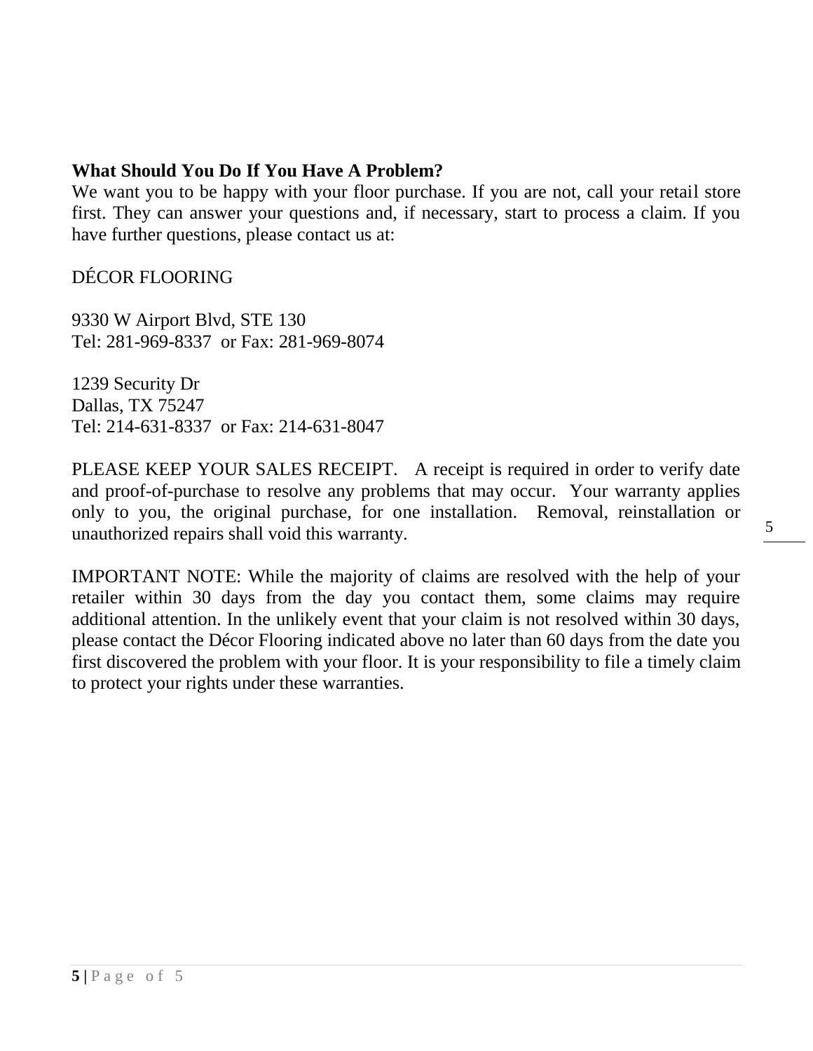**What Should You Do If You Have A Problem?**

We want you to be happy with your floor purchase. If you are not, call your retail store first. They can answer your questions and, if necessary, start to process a claim. If you have further questions, please contact us at:

DÉCOR FLOORING

9330 W Airport Blvd, STE 130
Tel: 281-969-8337 or Fax: 281-969-8074

1239 Security Dr
Dallas, TX 75247
Tel: 214-631-8337 or Fax: 214-631-8047

PLEASE KEEP YOUR SALES RECEIPT. A receipt is required in order to verify date and proof-of-purchase to resolve any problems that may occur. Your warranty applies only to you, the original purchase, for one installation. Removal, reinstallation or unauthorized repairs shall void this warranty.

IMPORTANT NOTE: While the majority of claims are resolved with the help of your retailer within 30 days from the day you contact them, some claims may require additional attention. In the unlikely event that your claim is not resolved within 30 days, please contact the Décor Flooring indicated above no later than 60 days from the date you first discovered the problem with your floor. It is your responsibility to file a timely claim to protect your rights under these warranties.